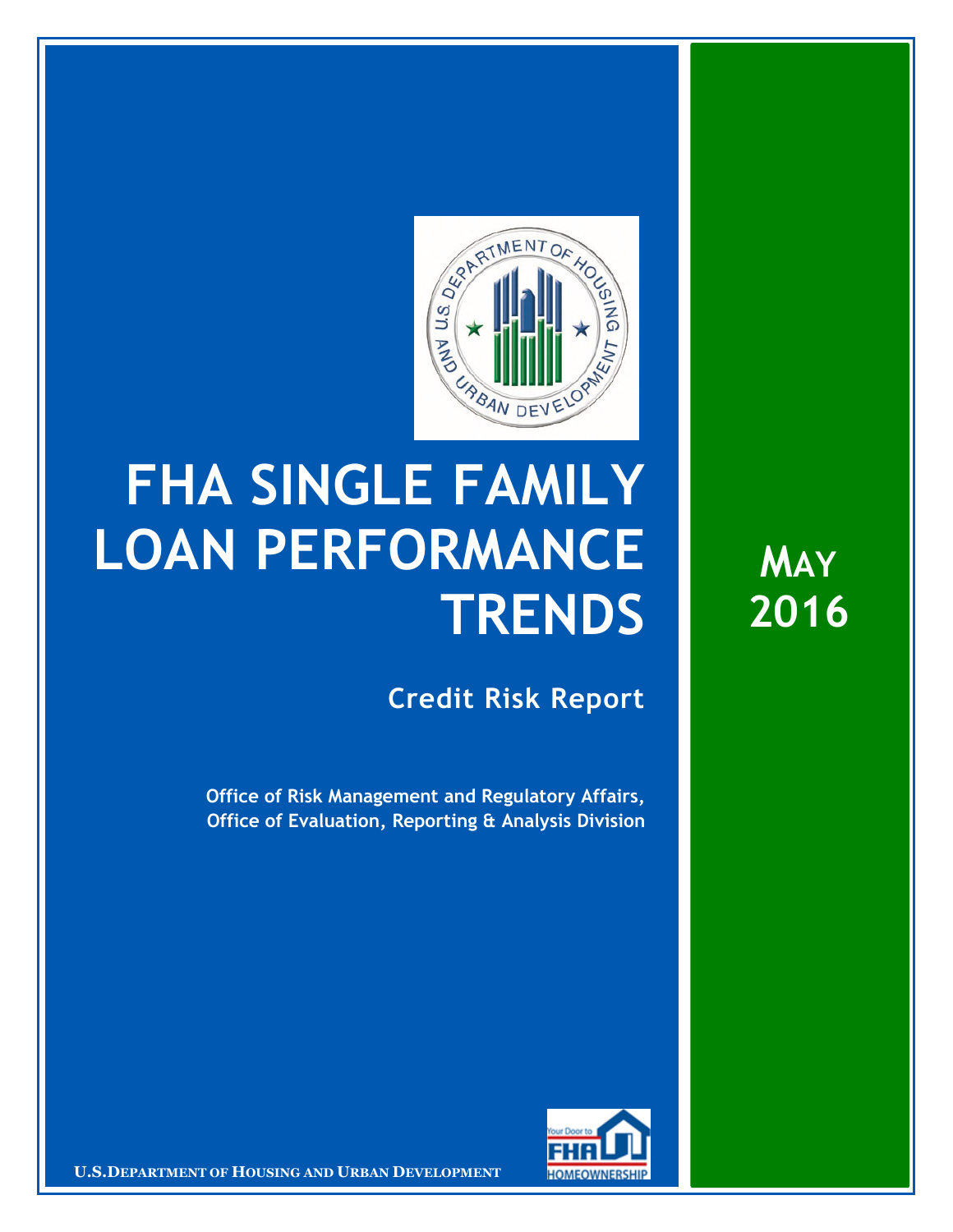# FHA SINGLE FAMILY LOAN PERFORMANCE TRENDS

## Credit Risk Report

**Office of Risk Management and Regulatory Affairs, Office of Evaluation, Reporting & Analysis Division**

**MAY 2016**

**U.S. DEPARTMENT OF HOUSING AND URBAN DEVELOPMENT**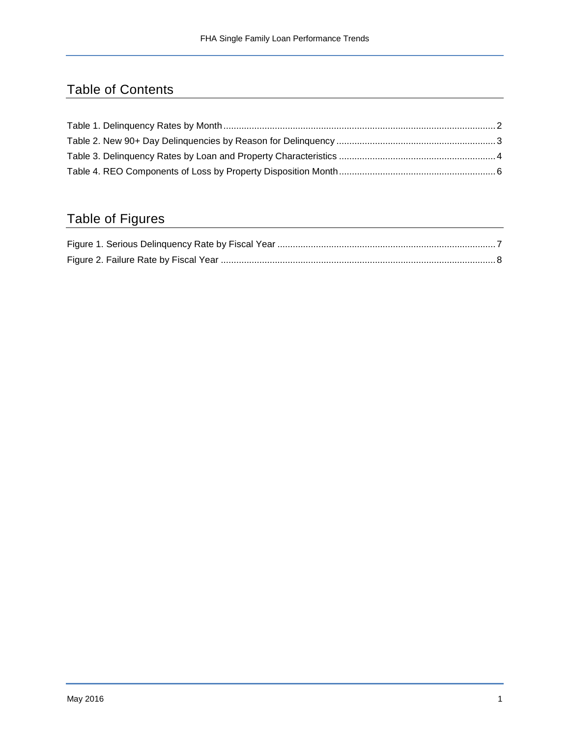# Table of Contents

Table 1. Delinquency Rates by Month .......... 2
Table 2. New 90+ Day Delinquencies by Reason for Delinquency .......... 3
Table 3. Delinquency Rates by Loan and Property Characteristics .......... 4
Table 4. REO Components of Loss by Property Disposition Month .......... 6

# Table of Figures

Figure 1. Serious Delinquency Rate by Fiscal Year .......... 7
Figure 2. Failure Rate by Fiscal Year .......... 8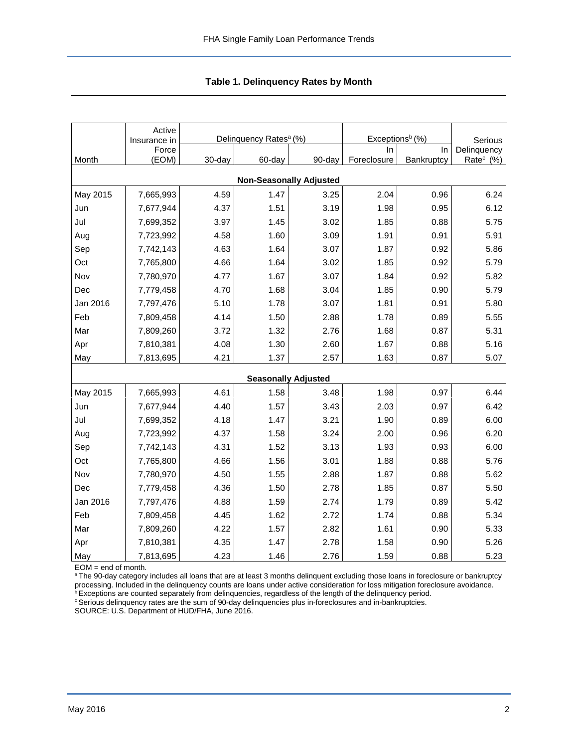## Table 1. Delinquency Rates by Month

| Month | Active Insurance in Force (EOM) | Delinquency Rates[a] (%) | | | Exceptions[b] (%) | | Serious Delinquency Rate[c] (%) |
|---|---|---|---|---|---|---|---|
| | | 30-day | 60-day | 90-day | In Foreclosure | In Bankruptcy | |
| **Non-Seasonally Adjusted** | | | | | | | |
| May 2015 | 7,665,993 | 4.59 | 1.47 | 3.25 | 2.04 | 0.96 | 6.24 |
| Jun | 7,677,944 | 4.37 | 1.51 | 3.19 | 1.98 | 0.95 | 6.12 |
| Jul | 7,699,352 | 3.97 | 1.45 | 3.02 | 1.85 | 0.88 | 5.75 |
| Aug | 7,723,992 | 4.58 | 1.60 | 3.09 | 1.91 | 0.91 | 5.91 |
| Sep | 7,742,143 | 4.63 | 1.64 | 3.07 | 1.87 | 0.92 | 5.86 |
| Oct | 7,765,800 | 4.66 | 1.64 | 3.02 | 1.85 | 0.92 | 5.79 |
| Nov | 7,780,970 | 4.77 | 1.67 | 3.07 | 1.84 | 0.92 | 5.82 |
| Dec | 7,779,458 | 4.70 | 1.68 | 3.04 | 1.85 | 0.90 | 5.79 |
| Jan 2016 | 7,797,476 | 5.10 | 1.78 | 3.07 | 1.81 | 0.91 | 5.80 |
| Feb | 7,809,458 | 4.14 | 1.50 | 2.88 | 1.78 | 0.89 | 5.55 |
| Mar | 7,809,260 | 3.72 | 1.32 | 2.76 | 1.68 | 0.87 | 5.31 |
| Apr | 7,810,381 | 4.08 | 1.30 | 2.60 | 1.67 | 0.88 | 5.16 |
| May | 7,813,695 | 4.21 | 1.37 | 2.57 | 1.63 | 0.87 | 5.07 |
| **Seasonally Adjusted** | | | | | | | |
| May 2015 | 7,665,993 | 4.61 | 1.58 | 3.48 | 1.98 | 0.97 | 6.44 |
| Jun | 7,677,944 | 4.40 | 1.57 | 3.43 | 2.03 | 0.97 | 6.42 |
| Jul | 7,699,352 | 4.18 | 1.47 | 3.21 | 1.90 | 0.89 | 6.00 |
| Aug | 7,723,992 | 4.37 | 1.58 | 3.24 | 2.00 | 0.96 | 6.20 |
| Sep | 7,742,143 | 4.31 | 1.52 | 3.13 | 1.93 | 0.93 | 6.00 |
| Oct | 7,765,800 | 4.66 | 1.56 | 3.01 | 1.88 | 0.88 | 5.76 |
| Nov | 7,780,970 | 4.50 | 1.55 | 2.88 | 1.87 | 0.88 | 5.62 |
| Dec | 7,779,458 | 4.36 | 1.50 | 2.78 | 1.85 | 0.87 | 5.50 |
| Jan 2016 | 7,797,476 | 4.88 | 1.59 | 2.74 | 1.79 | 0.89 | 5.42 |
| Feb | 7,809,458 | 4.45 | 1.62 | 2.72 | 1.74 | 0.88 | 5.34 |
| Mar | 7,809,260 | 4.22 | 1.57 | 2.82 | 1.61 | 0.90 | 5.33 |
| Apr | 7,810,381 | 4.35 | 1.47 | 2.78 | 1.58 | 0.90 | 5.26 |
| May | 7,813,695 | 4.23 | 1.46 | 2.76 | 1.59 | 0.88 | 5.23 |

EOM = end of month.

[a] The 90-day category includes all loans that are at least 3 months delinquent excluding those loans in foreclosure or bankruptcy processing. Included in the delinquency counts are loans under active consideration for loss mitigation foreclosure avoidance.

[b] Exceptions are counted separately from delinquencies, regardless of the length of the delinquency period.

[c] Serious delinquency rates are the sum of 90-day delinquencies plus in-foreclosures and in-bankruptcies.

SOURCE: U.S. Department of HUD/FHA, June 2016.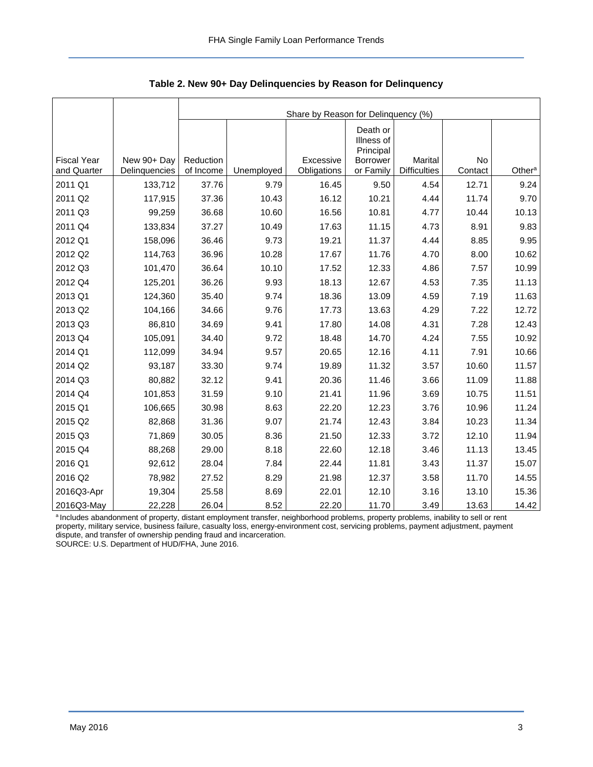**Table 2. New 90+ Day Delinquencies by Reason for Delinquency**

| | | Share by Reason for Delinquency (%) | | | | | | |
|---|---|---|---|---|---|---|---|---|
| Fiscal Year and Quarter | New 90+ Day Delinquencies | Reduction of Income | Unemployed | Excessive Obligations | Death or Illness of Principal Borrower or Family | Marital Difficulties | No Contact | Other[a] |
| 2011 Q1 | 133,712 | 37.76 | 9.79 | 16.45 | 9.50 | 4.54 | 12.71 | 9.24 |
| 2011 Q2 | 117,915 | 37.36 | 10.43 | 16.12 | 10.21 | 4.44 | 11.74 | 9.70 |
| 2011 Q3 | 99,259 | 36.68 | 10.60 | 16.56 | 10.81 | 4.77 | 10.44 | 10.13 |
| 2011 Q4 | 133,834 | 37.27 | 10.49 | 17.63 | 11.15 | 4.73 | 8.91 | 9.83 |
| 2012 Q1 | 158,096 | 36.46 | 9.73 | 19.21 | 11.37 | 4.44 | 8.85 | 9.95 |
| 2012 Q2 | 114,763 | 36.96 | 10.28 | 17.67 | 11.76 | 4.70 | 8.00 | 10.62 |
| 2012 Q3 | 101,470 | 36.64 | 10.10 | 17.52 | 12.33 | 4.86 | 7.57 | 10.99 |
| 2012 Q4 | 125,201 | 36.26 | 9.93 | 18.13 | 12.67 | 4.53 | 7.35 | 11.13 |
| 2013 Q1 | 124,360 | 35.40 | 9.74 | 18.36 | 13.09 | 4.59 | 7.19 | 11.63 |
| 2013 Q2 | 104,166 | 34.66 | 9.76 | 17.73 | 13.63 | 4.29 | 7.22 | 12.72 |
| 2013 Q3 | 86,810 | 34.69 | 9.41 | 17.80 | 14.08 | 4.31 | 7.28 | 12.43 |
| 2013 Q4 | 105,091 | 34.40 | 9.72 | 18.48 | 14.70 | 4.24 | 7.55 | 10.92 |
| 2014 Q1 | 112,099 | 34.94 | 9.57 | 20.65 | 12.16 | 4.11 | 7.91 | 10.66 |
| 2014 Q2 | 93,187 | 33.30 | 9.74 | 19.89 | 11.32 | 3.57 | 10.60 | 11.57 |
| 2014 Q3 | 80,882 | 32.12 | 9.41 | 20.36 | 11.46 | 3.66 | 11.09 | 11.88 |
| 2014 Q4 | 101,853 | 31.59 | 9.10 | 21.41 | 11.96 | 3.69 | 10.75 | 11.51 |
| 2015 Q1 | 106,665 | 30.98 | 8.63 | 22.20 | 12.23 | 3.76 | 10.96 | 11.24 |
| 2015 Q2 | 82,868 | 31.36 | 9.07 | 21.74 | 12.43 | 3.84 | 10.23 | 11.34 |
| 2015 Q3 | 71,869 | 30.05 | 8.36 | 21.50 | 12.33 | 3.72 | 12.10 | 11.94 |
| 2015 Q4 | 88,268 | 29.00 | 8.18 | 22.60 | 12.18 | 3.46 | 11.13 | 13.45 |
| 2016 Q1 | 92,612 | 28.04 | 7.84 | 22.44 | 11.81 | 3.43 | 11.37 | 15.07 |
| 2016 Q2 | 78,982 | 27.52 | 8.29 | 21.98 | 12.37 | 3.58 | 11.70 | 14.55 |
| 2016Q3-Apr | 19,304 | 25.58 | 8.69 | 22.01 | 12.10 | 3.16 | 13.10 | 15.36 |
| 2016Q3-May | 22,228 | 26.04 | 8.52 | 22.20 | 11.70 | 3.49 | 13.63 | 14.42 |

[a] Includes abandonment of property, distant employment transfer, neighborhood problems, property problems, inability to sell or rent property, military service, business failure, casualty loss, energy-environment cost, servicing problems, payment adjustment, payment dispute, and transfer of ownership pending fraud and incarceration.

SOURCE: U.S. Department of HUD/FHA, June 2016.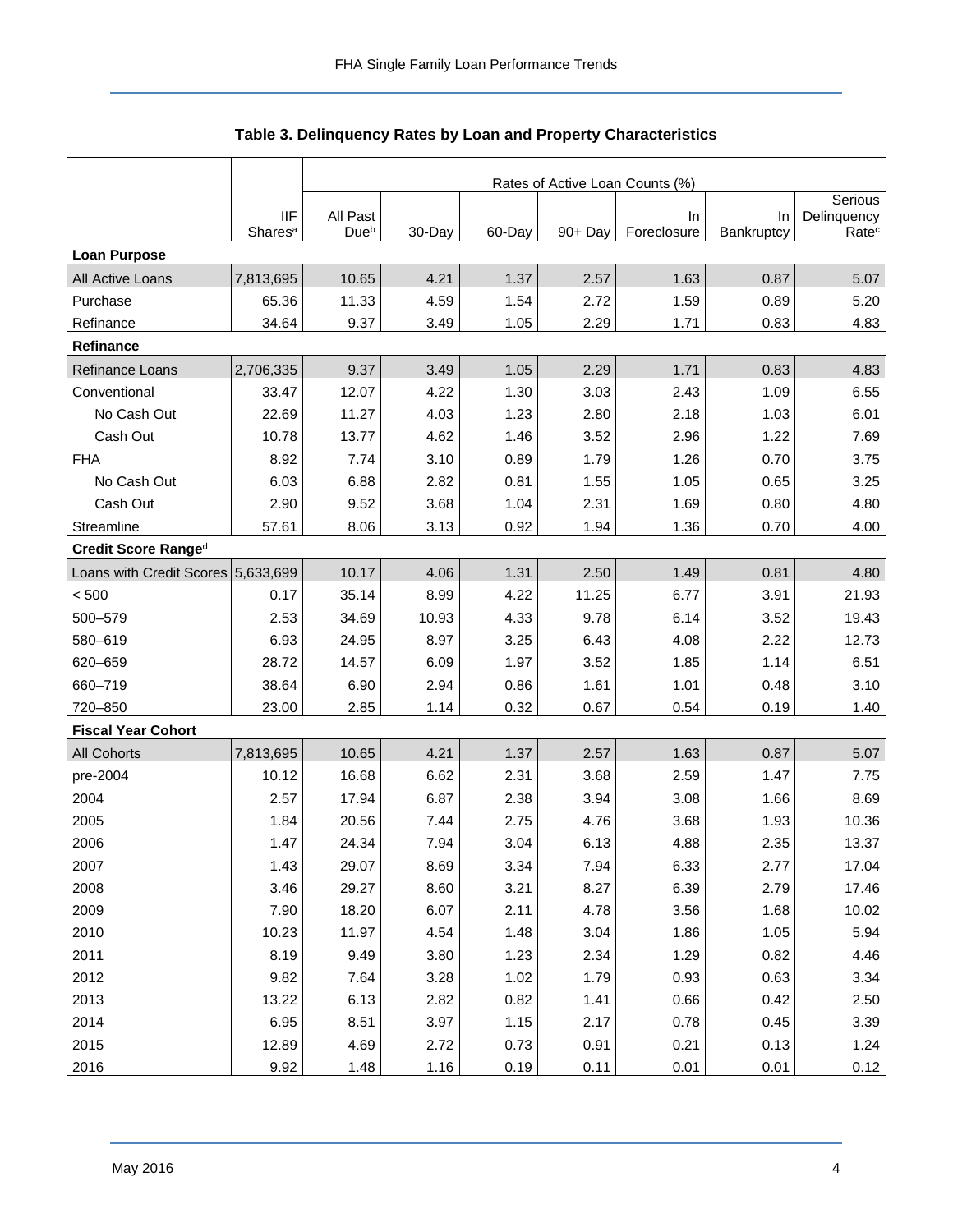## Table 3. Delinquency Rates by Loan and Property Characteristics

| | | Rates of Active Loan Counts (%) | | | | | | |
|---|---|---|---|---|---|---|---|---|
| | IIF Shares[a] | All Past Due[b] | 30-Day | 60-Day | 90+ Day | In Foreclosure | In Bankruptcy | Serious Delinquency Rate[c] |
| **Loan Purpose** | | | | | | | | |
| All Active Loans | 7,813,695 | 10.65 | 4.21 | 1.37 | 2.57 | 1.63 | 0.87 | 5.07 |
| Purchase | 65.36 | 11.33 | 4.59 | 1.54 | 2.72 | 1.59 | 0.89 | 5.20 |
| Refinance | 34.64 | 9.37 | 3.49 | 1.05 | 2.29 | 1.71 | 0.83 | 4.83 |
| **Refinance** | | | | | | | | |
| Refinance Loans | 2,706,335 | 9.37 | 3.49 | 1.05 | 2.29 | 1.71 | 0.83 | 4.83 |
| Conventional | 33.47 | 12.07 | 4.22 | 1.30 | 3.03 | 2.43 | 1.09 | 6.55 |
| No Cash Out | 22.69 | 11.27 | 4.03 | 1.23 | 2.80 | 2.18 | 1.03 | 6.01 |
| Cash Out | 10.78 | 13.77 | 4.62 | 1.46 | 3.52 | 2.96 | 1.22 | 7.69 |
| FHA | 8.92 | 7.74 | 3.10 | 0.89 | 1.79 | 1.26 | 0.70 | 3.75 |
| No Cash Out | 6.03 | 6.88 | 2.82 | 0.81 | 1.55 | 1.05 | 0.65 | 3.25 |
| Cash Out | 2.90 | 9.52 | 3.68 | 1.04 | 2.31 | 1.69 | 0.80 | 4.80 |
| Streamline | 57.61 | 8.06 | 3.13 | 0.92 | 1.94 | 1.36 | 0.70 | 4.00 |
| **Credit Score Range[d]** | | | | | | | | |
| Loans with Credit Scores | 5,633,699 | 10.17 | 4.06 | 1.31 | 2.50 | 1.49 | 0.81 | 4.80 |
| < 500 | 0.17 | 35.14 | 8.99 | 4.22 | 11.25 | 6.77 | 3.91 | 21.93 |
| 500–579 | 2.53 | 34.69 | 10.93 | 4.33 | 9.78 | 6.14 | 3.52 | 19.43 |
| 580–619 | 6.93 | 24.95 | 8.97 | 3.25 | 6.43 | 4.08 | 2.22 | 12.73 |
| 620–659 | 28.72 | 14.57 | 6.09 | 1.97 | 3.52 | 1.85 | 1.14 | 6.51 |
| 660–719 | 38.64 | 6.90 | 2.94 | 0.86 | 1.61 | 1.01 | 0.48 | 3.10 |
| 720–850 | 23.00 | 2.85 | 1.14 | 0.32 | 0.67 | 0.54 | 0.19 | 1.40 |
| **Fiscal Year Cohort** | | | | | | | | |
| All Cohorts | 7,813,695 | 10.65 | 4.21 | 1.37 | 2.57 | 1.63 | 0.87 | 5.07 |
| pre-2004 | 10.12 | 16.68 | 6.62 | 2.31 | 3.68 | 2.59 | 1.47 | 7.75 |
| 2004 | 2.57 | 17.94 | 6.87 | 2.38 | 3.94 | 3.08 | 1.66 | 8.69 |
| 2005 | 1.84 | 20.56 | 7.44 | 2.75 | 4.76 | 3.68 | 1.93 | 10.36 |
| 2006 | 1.47 | 24.34 | 7.94 | 3.04 | 6.13 | 4.88 | 2.35 | 13.37 |
| 2007 | 1.43 | 29.07 | 8.69 | 3.34 | 7.94 | 6.33 | 2.77 | 17.04 |
| 2008 | 3.46 | 29.27 | 8.60 | 3.21 | 8.27 | 6.39 | 2.79 | 17.46 |
| 2009 | 7.90 | 18.20 | 6.07 | 2.11 | 4.78 | 3.56 | 1.68 | 10.02 |
| 2010 | 10.23 | 11.97 | 4.54 | 1.48 | 3.04 | 1.86 | 1.05 | 5.94 |
| 2011 | 8.19 | 9.49 | 3.80 | 1.23 | 2.34 | 1.29 | 0.82 | 4.46 |
| 2012 | 9.82 | 7.64 | 3.28 | 1.02 | 1.79 | 0.93 | 0.63 | 3.34 |
| 2013 | 13.22 | 6.13 | 2.82 | 0.82 | 1.41 | 0.66 | 0.42 | 2.50 |
| 2014 | 6.95 | 8.51 | 3.97 | 1.15 | 2.17 | 0.78 | 0.45 | 3.39 |
| 2015 | 12.89 | 4.69 | 2.72 | 0.73 | 0.91 | 0.21 | 0.13 | 1.24 |
| 2016 | 9.92 | 1.48 | 1.16 | 0.19 | 0.11 | 0.01 | 0.01 | 0.12 |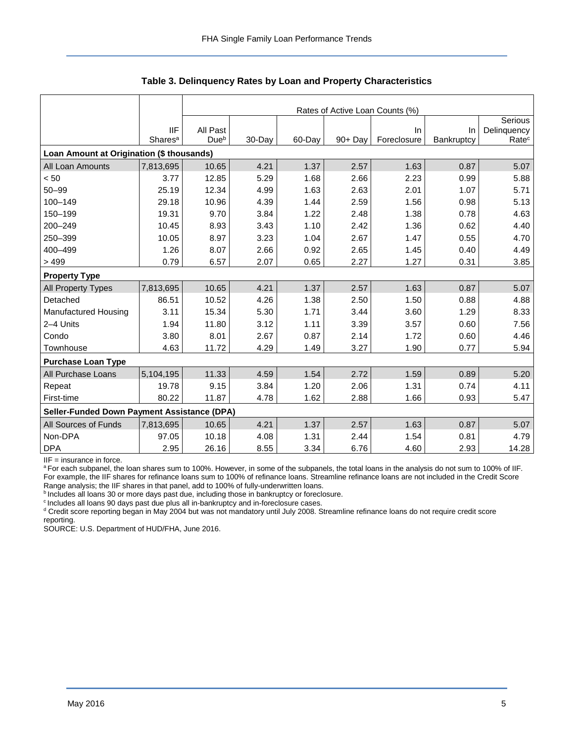### Table 3. Delinquency Rates by Loan and Property Characteristics

| | | Rates of Active Loan Counts (%) | | | | | | |
|---|---|---|---|---|---|---|---|---|
| | IIF Shares[a] | All Past Due[b] | 30-Day | 60-Day | 90+ Day | In Foreclosure | In Bankruptcy | Serious Delinquency Rate[c] |
| **Loan Amount at Origination ($ thousands)** | | | | | | | | |
| All Loan Amounts | 7,813,695 | 10.65 | 4.21 | 1.37 | 2.57 | 1.63 | 0.87 | 5.07 |
| < 50 | 3.77 | 12.85 | 5.29 | 1.68 | 2.66 | 2.23 | 0.99 | 5.88 |
| 50–99 | 25.19 | 12.34 | 4.99 | 1.63 | 2.63 | 2.01 | 1.07 | 5.71 |
| 100–149 | 29.18 | 10.96 | 4.39 | 1.44 | 2.59 | 1.56 | 0.98 | 5.13 |
| 150–199 | 19.31 | 9.70 | 3.84 | 1.22 | 2.48 | 1.38 | 0.78 | 4.63 |
| 200–249 | 10.45 | 8.93 | 3.43 | 1.10 | 2.42 | 1.36 | 0.62 | 4.40 |
| 250–399 | 10.05 | 8.97 | 3.23 | 1.04 | 2.67 | 1.47 | 0.55 | 4.70 |
| 400–499 | 1.26 | 8.07 | 2.66 | 0.92 | 2.65 | 1.45 | 0.40 | 4.49 |
| > 499 | 0.79 | 6.57 | 2.07 | 0.65 | 2.27 | 1.27 | 0.31 | 3.85 |
| **Property Type** | | | | | | | | |
| All Property Types | 7,813,695 | 10.65 | 4.21 | 1.37 | 2.57 | 1.63 | 0.87 | 5.07 |
| Detached | 86.51 | 10.52 | 4.26 | 1.38 | 2.50 | 1.50 | 0.88 | 4.88 |
| Manufactured Housing | 3.11 | 15.34 | 5.30 | 1.71 | 3.44 | 3.60 | 1.29 | 8.33 |
| 2–4 Units | 1.94 | 11.80 | 3.12 | 1.11 | 3.39 | 3.57 | 0.60 | 7.56 |
| Condo | 3.80 | 8.01 | 2.67 | 0.87 | 2.14 | 1.72 | 0.60 | 4.46 |
| Townhouse | 4.63 | 11.72 | 4.29 | 1.49 | 3.27 | 1.90 | 0.77 | 5.94 |
| **Purchase Loan Type** | | | | | | | | |
| All Purchase Loans | 5,104,195 | 11.33 | 4.59 | 1.54 | 2.72 | 1.59 | 0.89 | 5.20 |
| Repeat | 19.78 | 9.15 | 3.84 | 1.20 | 2.06 | 1.31 | 0.74 | 4.11 |
| First-time | 80.22 | 11.87 | 4.78 | 1.62 | 2.88 | 1.66 | 0.93 | 5.47 |
| **Seller-Funded Down Payment Assistance (DPA)** | | | | | | | | |
| All Sources of Funds | 7,813,695 | 10.65 | 4.21 | 1.37 | 2.57 | 1.63 | 0.87 | 5.07 |
| Non-DPA | 97.05 | 10.18 | 4.08 | 1.31 | 2.44 | 1.54 | 0.81 | 4.79 |
| DPA | 2.95 | 26.16 | 8.55 | 3.34 | 6.76 | 4.60 | 2.93 | 14.28 |

IIF = insurance in force.

[a] For each subpanel, the loan shares sum to 100%. However, in some of the subpanels, the total loans in the analysis do not sum to 100% of IIF. For example, the IIF shares for refinance loans sum to 100% of refinance loans. Streamline refinance loans are not included in the Credit Score Range analysis; the IIF shares in that panel, add to 100% of fully-underwritten loans.

[b] Includes all loans 30 or more days past due, including those in bankruptcy or foreclosure.

[c] Includes all loans 90 days past due plus all in-bankruptcy and in-foreclosure cases.

[d] Credit score reporting began in May 2004 but was not mandatory until July 2008. Streamline refinance loans do not require credit score reporting.

SOURCE: U.S. Department of HUD/FHA, June 2016.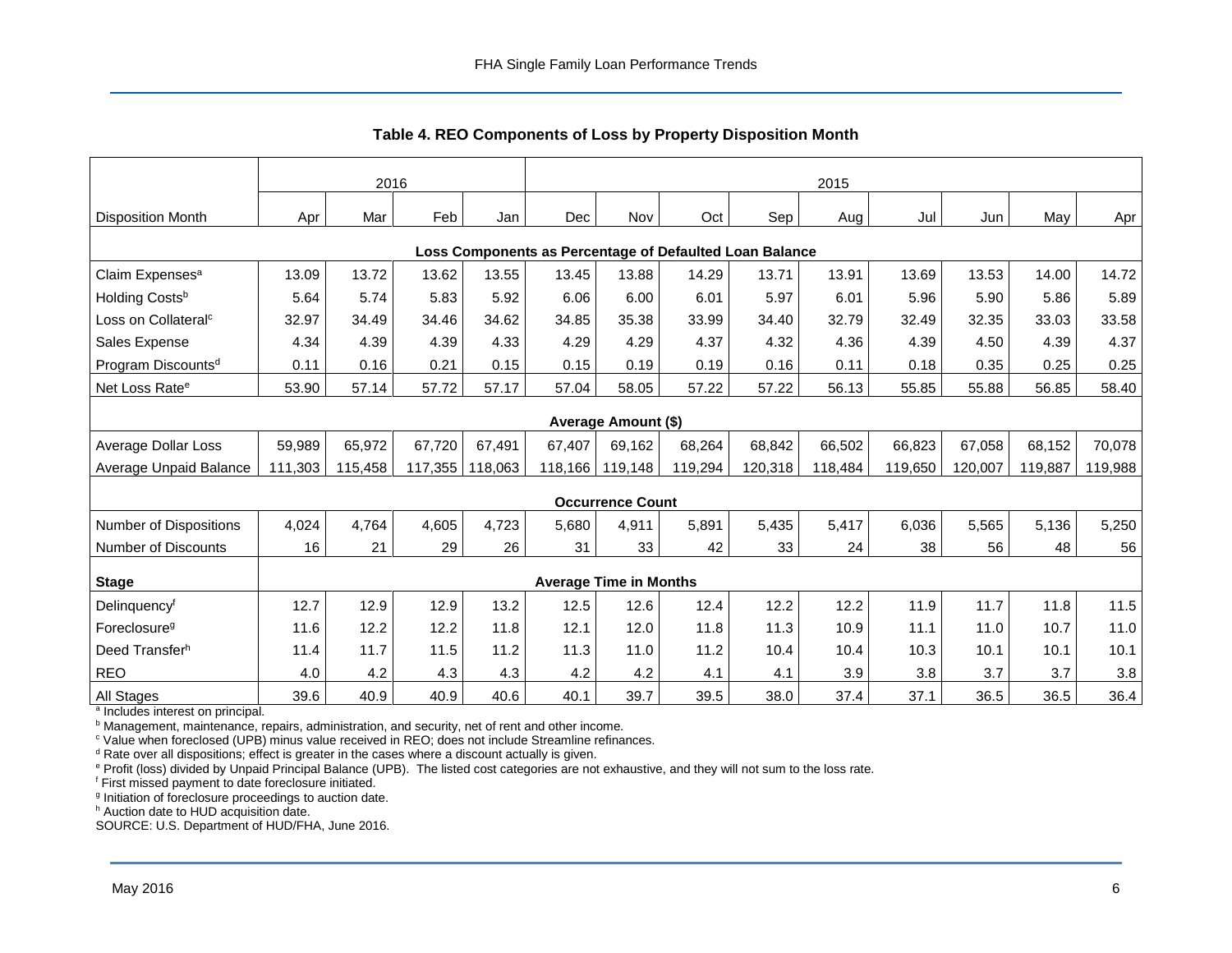## Table 4. REO Components of Loss by Property Disposition Month

| | 2016 | | | | 2015 | | | | | | | | |
|---|---|---|---|---|---|---|---|---|---|---|---|---|---|
| Disposition Month | Apr | Mar | Feb | Jan | Dec | Nov | Oct | Sep | Aug | Jul | Jun | May | Apr |
| **Loss Components as Percentage of Defaulted Loan Balance** | | | | | | | | | | | | | |
| Claim Expenses[a] | 13.09 | 13.72 | 13.62 | 13.55 | 13.45 | 13.88 | 14.29 | 13.71 | 13.91 | 13.69 | 13.53 | 14.00 | 14.72 |
| Holding Costs[b] | 5.64 | 5.74 | 5.83 | 5.92 | 6.06 | 6.00 | 6.01 | 5.97 | 6.01 | 5.96 | 5.90 | 5.86 | 5.89 |
| Loss on Collateral[c] | 32.97 | 34.49 | 34.46 | 34.62 | 34.85 | 35.38 | 33.99 | 34.40 | 32.79 | 32.49 | 32.35 | 33.03 | 33.58 |
| Sales Expense | 4.34 | 4.39 | 4.39 | 4.33 | 4.29 | 4.29 | 4.37 | 4.32 | 4.36 | 4.39 | 4.50 | 4.39 | 4.37 |
| Program Discounts[d] | 0.11 | 0.16 | 0.21 | 0.15 | 0.15 | 0.19 | 0.19 | 0.16 | 0.11 | 0.18 | 0.35 | 0.25 | 0.25 |
| Net Loss Rate[e] | 53.90 | 57.14 | 57.72 | 57.17 | 57.04 | 58.05 | 57.22 | 57.22 | 56.13 | 55.85 | 55.88 | 56.85 | 58.40 |
| **Average Amount ($)** | | | | | | | | | | | | | |
| Average Dollar Loss | 59,989 | 65,972 | 67,720 | 67,491 | 67,407 | 69,162 | 68,264 | 68,842 | 66,502 | 66,823 | 67,058 | 68,152 | 70,078 |
| Average Unpaid Balance | 111,303 | 115,458 | 117,355 | 118,063 | 118,166 | 119,148 | 119,294 | 120,318 | 118,484 | 119,650 | 120,007 | 119,887 | 119,988 |
| **Occurrence Count** | | | | | | | | | | | | | |
| Number of Dispositions | 4,024 | 4,764 | 4,605 | 4,723 | 5,680 | 4,911 | 5,891 | 5,435 | 5,417 | 6,036 | 5,565 | 5,136 | 5,250 |
| Number of Discounts | 16 | 21 | 29 | 26 | 31 | 33 | 42 | 33 | 24 | 38 | 56 | 48 | 56 |
| **Stage** | **Average Time in Months** | | | | | | | | | | | | |
| Delinquency[f] | 12.7 | 12.9 | 12.9 | 13.2 | 12.5 | 12.6 | 12.4 | 12.2 | 12.2 | 11.9 | 11.7 | 11.8 | 11.5 |
| Foreclosure[g] | 11.6 | 12.2 | 12.2 | 11.8 | 12.1 | 12.0 | 11.8 | 11.3 | 10.9 | 11.1 | 11.0 | 10.7 | 11.0 |
| Deed Transfer[h] | 11.4 | 11.7 | 11.5 | 11.2 | 11.3 | 11.0 | 11.2 | 10.4 | 10.4 | 10.3 | 10.1 | 10.1 | 10.1 |
| REO | 4.0 | 4.2 | 4.3 | 4.3 | 4.2 | 4.2 | 4.1 | 4.1 | 3.9 | 3.8 | 3.7 | 3.7 | 3.8 |
| All Stages | 39.6 | 40.9 | 40.9 | 40.6 | 40.1 | 39.7 | 39.5 | 38.0 | 37.4 | 37.1 | 36.5 | 36.5 | 36.4 |

[a] Includes interest on principal.
[b] Management, maintenance, repairs, administration, and security, net of rent and other income.
[c] Value when foreclosed (UPB) minus value received in REO; does not include Streamline refinances.
[d] Rate over all dispositions; effect is greater in the cases where a discount actually is given.
[e] Profit (loss) divided by Unpaid Principal Balance (UPB). The listed cost categories are not exhaustive, and they will not sum to the loss rate.
[f] First missed payment to date foreclosure initiated.
[g] Initiation of foreclosure proceedings to auction date.
[h] Auction date to HUD acquisition date.
SOURCE: U.S. Department of HUD/FHA, June 2016.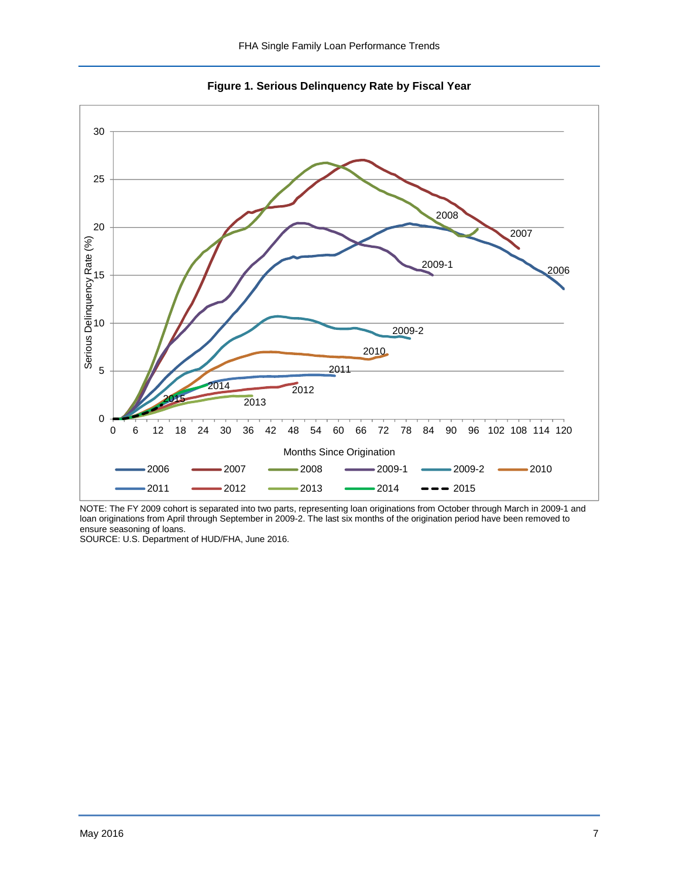**Figure 1. Serious Delinquency Rate by Fiscal Year**

NOTE: The FY 2009 cohort is separated into two parts, representing loan originations from October through March in 2009-1 and loan originations from April through September in 2009-2. The last six months of the origination period have been removed to ensure seasoning of loans.
SOURCE: U.S. Department of HUD/FHA, June 2016.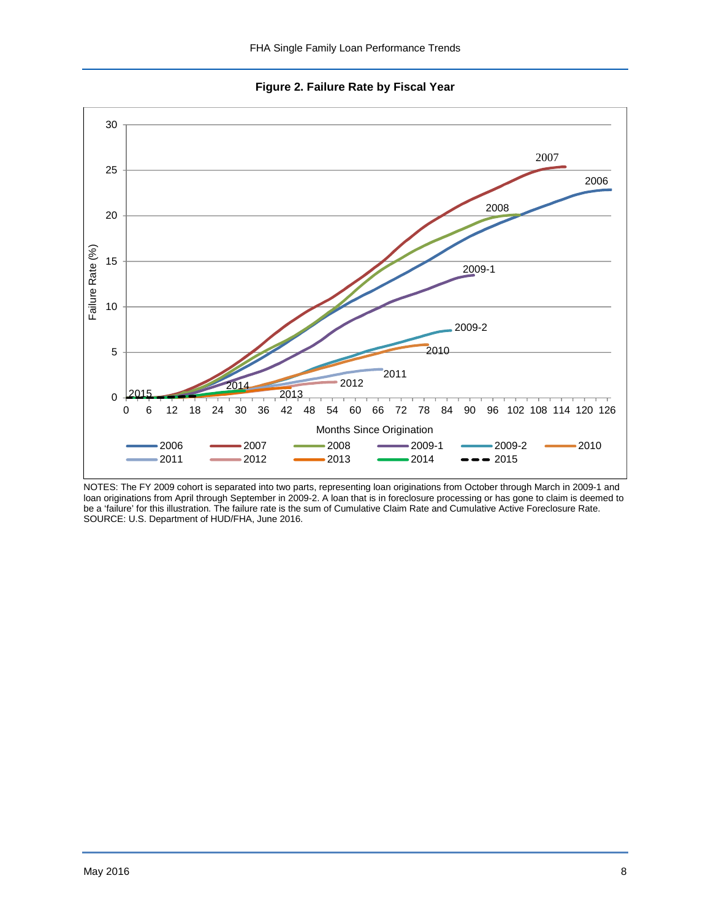**Figure 2. Failure Rate by Fiscal Year**

Failure Rate (%)

30

25

20

15

10

5

0

0 6 12 18 24 30 36 42 48 54 60 66 72 78 84 90 96 102 108 114 120 126

Months Since Origination

2007

2006

2008

2009-1

2009-2

2010

2011

2012

2013

2014

2015

Legend: 2006, 2007, 2008, 2009-1, 2009-2, 2010, 2011, 2012, 2013, 2014, 2015

NOTES: The FY 2009 cohort is separated into two parts, representing loan originations from October through March in 2009-1 and loan originations from April through September in 2009-2. A loan that is in foreclosure processing or has gone to claim is deemed to be a 'failure' for this illustration. The failure rate is the sum of Cumulative Claim Rate and Cumulative Active Foreclosure Rate.
SOURCE: U.S. Department of HUD/FHA, June 2016.